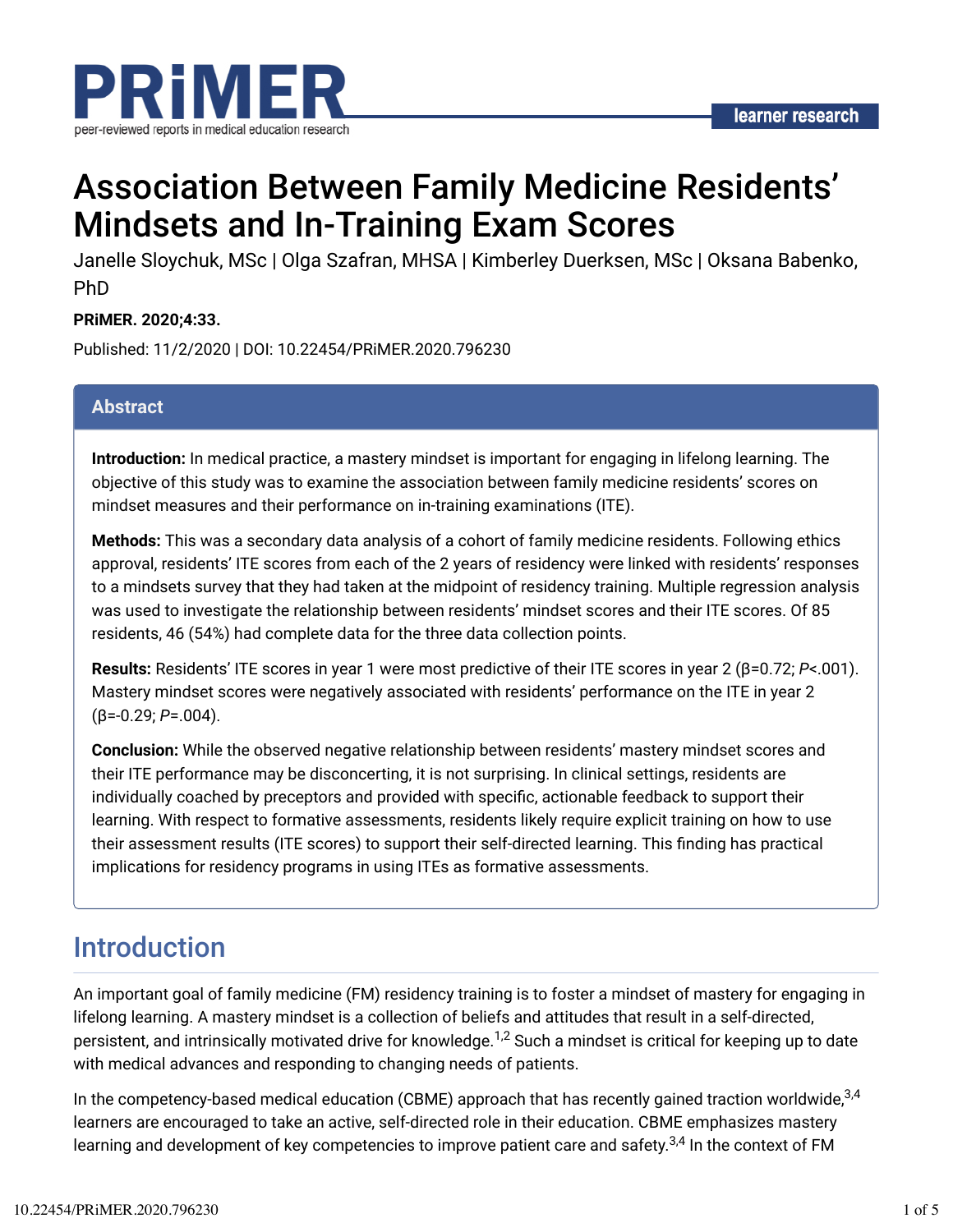PRiMER

peer-reviewed reports in medical education research

learner research

# Association Between Family Medicine Residents' Mindsets and In-Training Exam Scores

Janelle Sloychuk, MSc | Olga Szafran, MHSA | Kimberley Duerksen, MSc | Oksana Babenko, PhD

**PRiMER. 2020;4:33.**

Published: 11/2/2020 | DOI: 10.22454/PRiMER.2020.796230

## Abstract

**Introduction:** In medical practice, a mastery mindset is important for engaging in lifelong learning. The objective of this study was to examine the association between family medicine residents' scores on mindset measures and their performance on in-training examinations (ITE).

**Methods:** This was a secondary data analysis of a cohort of family medicine residents. Following ethics approval, residents' ITE scores from each of the 2 years of residency were linked with residents' responses to a mindsets survey that they had taken at the midpoint of residency training. Multiple regression analysis was used to investigate the relationship between residents' mindset scores and their ITE scores. Of 85 residents, 46 (54%) had complete data for the three data collection points.

**Results:** Residents' ITE scores in year 1 were most predictive of their ITE scores in year 2 ($\beta$=0.72; *P*<.001). Mastery mindset scores were negatively associated with residents' performance on the ITE in year 2 ($\beta$=-0.29; *P*=.004).

**Conclusion:** While the observed negative relationship between residents' mastery mindset scores and their ITE performance may be disconcerting, it is not surprising. In clinical settings, residents are individually coached by preceptors and provided with specific, actionable feedback to support their learning. With respect to formative assessments, residents likely require explicit training on how to use their assessment results (ITE scores) to support their self-directed learning. This finding has practical implications for residency programs in using ITEs as formative assessments.

## Introduction

An important goal of family medicine (FM) residency training is to foster a mindset of mastery for engaging in lifelong learning. A mastery mindset is a collection of beliefs and attitudes that result in a self-directed, persistent, and intrinsically motivated drive for knowledge.[1,2] Such a mindset is critical for keeping up to date with medical advances and responding to changing needs of patients.

In the competency-based medical education (CBME) approach that has recently gained traction worldwide,[3,4] learners are encouraged to take an active, self-directed role in their education. CBME emphasizes mastery learning and development of key competencies to improve patient care and safety.[3,4] In the context of FM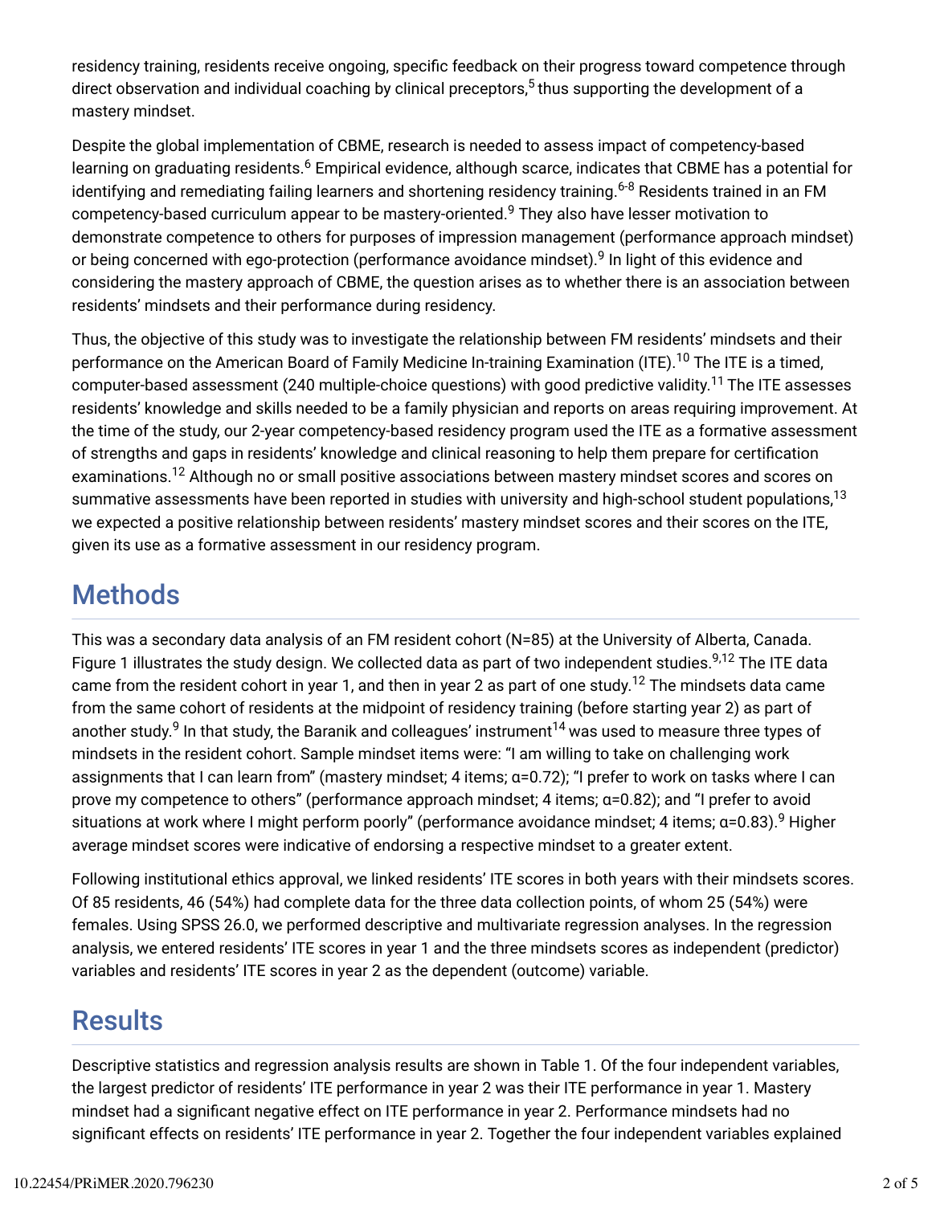residency training, residents receive ongoing, specific feedback on their progress toward competence through direct observation and individual coaching by clinical preceptors,[5] thus supporting the development of a mastery mindset.

Despite the global implementation of CBME, research is needed to assess impact of competency-based learning on graduating residents.[6] Empirical evidence, although scarce, indicates that CBME has a potential for identifying and remediating failing learners and shortening residency training.[6-8] Residents trained in an FM competency-based curriculum appear to be mastery-oriented.[9] They also have lesser motivation to demonstrate competence to others for purposes of impression management (performance approach mindset) or being concerned with ego-protection (performance avoidance mindset).[9] In light of this evidence and considering the mastery approach of CBME, the question arises as to whether there is an association between residents' mindsets and their performance during residency.

Thus, the objective of this study was to investigate the relationship between FM residents' mindsets and their performance on the American Board of Family Medicine In-training Examination (ITE).[10] The ITE is a timed, computer-based assessment (240 multiple-choice questions) with good predictive validity.[11] The ITE assesses residents' knowledge and skills needed to be a family physician and reports on areas requiring improvement. At the time of the study, our 2-year competency-based residency program used the ITE as a formative assessment of strengths and gaps in residents' knowledge and clinical reasoning to help them prepare for certification examinations.[12] Although no or small positive associations between mastery mindset scores and scores on summative assessments have been reported in studies with university and high-school student populations,[13] we expected a positive relationship between residents' mastery mindset scores and their scores on the ITE, given its use as a formative assessment in our residency program.

## Methods

This was a secondary data analysis of an FM resident cohort (N=85) at the University of Alberta, Canada. Figure 1 illustrates the study design. We collected data as part of two independent studies.[9,12] The ITE data came from the resident cohort in year 1, and then in year 2 as part of one study.[12] The mindsets data came from the same cohort of residents at the midpoint of residency training (before starting year 2) as part of another study.[9] In that study, the Baranik and colleagues' instrument[14] was used to measure three types of mindsets in the resident cohort. Sample mindset items were: "I am willing to take on challenging work assignments that I can learn from" (mastery mindset; 4 items; α=0.72); "I prefer to work on tasks where I can prove my competence to others" (performance approach mindset; 4 items; α=0.82); and "I prefer to avoid situations at work where I might perform poorly" (performance avoidance mindset; 4 items; α=0.83).[9] Higher average mindset scores were indicative of endorsing a respective mindset to a greater extent.

Following institutional ethics approval, we linked residents' ITE scores in both years with their mindsets scores. Of 85 residents, 46 (54%) had complete data for the three data collection points, of whom 25 (54%) were females. Using SPSS 26.0, we performed descriptive and multivariate regression analyses. In the regression analysis, we entered residents' ITE scores in year 1 and the three mindsets scores as independent (predictor) variables and residents' ITE scores in year 2 as the dependent (outcome) variable.

## Results

Descriptive statistics and regression analysis results are shown in Table 1. Of the four independent variables, the largest predictor of residents' ITE performance in year 2 was their ITE performance in year 1. Mastery mindset had a significant negative effect on ITE performance in year 2. Performance mindsets had no significant effects on residents' ITE performance in year 2. Together the four independent variables explained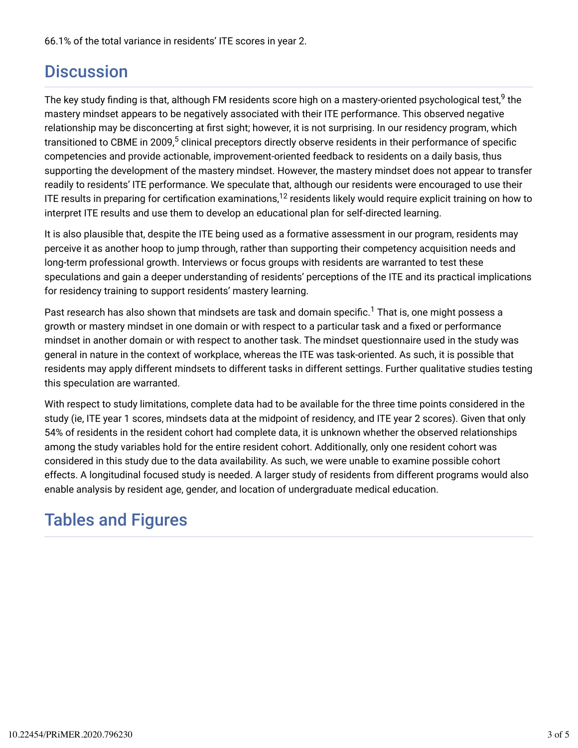66.1% of the total variance in residents' ITE scores in year 2.

## Discussion

The key study finding is that, although FM residents score high on a mastery-oriented psychological test,[9] the mastery mindset appears to be negatively associated with their ITE performance. This observed negative relationship may be disconcerting at first sight; however, it is not surprising. In our residency program, which transitioned to CBME in 2009,[5] clinical preceptors directly observe residents in their performance of specific competencies and provide actionable, improvement-oriented feedback to residents on a daily basis, thus supporting the development of the mastery mindset. However, the mastery mindset does not appear to transfer readily to residents' ITE performance. We speculate that, although our residents were encouraged to use their ITE results in preparing for certification examinations,[12] residents likely would require explicit training on how to interpret ITE results and use them to develop an educational plan for self-directed learning.

It is also plausible that, despite the ITE being used as a formative assessment in our program, residents may perceive it as another hoop to jump through, rather than supporting their competency acquisition needs and long-term professional growth. Interviews or focus groups with residents are warranted to test these speculations and gain a deeper understanding of residents' perceptions of the ITE and its practical implications for residency training to support residents' mastery learning.

Past research has also shown that mindsets are task and domain specific.[1] That is, one might possess a growth or mastery mindset in one domain or with respect to a particular task and a fixed or performance mindset in another domain or with respect to another task. The mindset questionnaire used in the study was general in nature in the context of workplace, whereas the ITE was task-oriented. As such, it is possible that residents may apply different mindsets to different tasks in different settings. Further qualitative studies testing this speculation are warranted.

With respect to study limitations, complete data had to be available for the three time points considered in the study (ie, ITE year 1 scores, mindsets data at the midpoint of residency, and ITE year 2 scores). Given that only 54% of residents in the resident cohort had complete data, it is unknown whether the observed relationships among the study variables hold for the entire resident cohort. Additionally, only one resident cohort was considered in this study due to the data availability. As such, we were unable to examine possible cohort effects. A longitudinal focused study is needed. A larger study of residents from different programs would also enable analysis by resident age, gender, and location of undergraduate medical education.

## Tables and Figures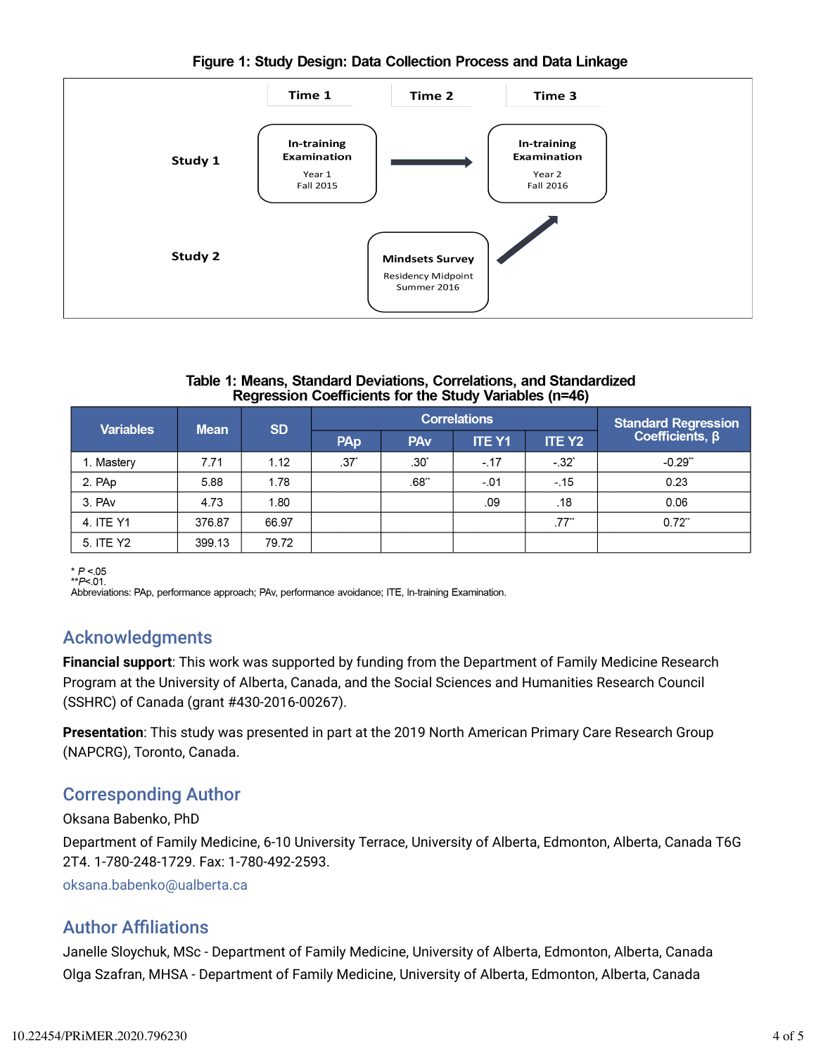**Figure 1: Study Design: Data Collection Process and Data Linkage**

| | Time 1 | Time 2 | Time 3 |
|---|---|---|---|
| Study 1 | In-training Examination Year 1 Fall 2015 | → | In-training Examination Year 2 Fall 2016 |
| Study 2 | | Mindsets Survey Residency Midpoint Summer 2016 | ↗ |

**Table 1: Means, Standard Deviations, Correlations, and Standardized Regression Coefficients for the Study Variables (n=46)**

| Variables | Mean | SD | Correlations | | | | Standard Regression Coefficients, β |
|---|---|---|---|---|---|---|---|
| | | | PAp | PAv | ITE Y1 | ITE Y2 | |
| 1. Mastery | 7.71 | 1.12 | .37* | .30* | -.17 | -.32* | -0.29** |
| 2. PAp | 5.88 | 1.78 | | .68** | -.01 | -.15 | 0.23 |
| 3. PAv | 4.73 | 1.80 | | | .09 | .18 | 0.06 |
| 4. ITE Y1 | 376.87 | 66.97 | | | | .77** | 0.72** |
| 5. ITE Y2 | 399.13 | 79.72 | | | | | |

\* *P* <.05
\*\**P*<.01.
Abbreviations: PAp, performance approach; PAv, performance avoidance; ITE, In-training Examination.

## Acknowledgments

**Financial support**: This work was supported by funding from the Department of Family Medicine Research Program at the University of Alberta, Canada, and the Social Sciences and Humanities Research Council (SSHRC) of Canada (grant #430-2016-00267).

**Presentation**: This study was presented in part at the 2019 North American Primary Care Research Group (NAPCRG), Toronto, Canada.

## Corresponding Author

Oksana Babenko, PhD

Department of Family Medicine, 6-10 University Terrace, University of Alberta, Edmonton, Alberta, Canada T6G 2T4. 1-780-248-1729. Fax: 1-780-492-2593.

oksana.babenko@ualberta.ca

## Author Affiliations

Janelle Sloychuk, MSc - Department of Family Medicine, University of Alberta, Edmonton, Alberta, Canada

Olga Szafran, MHSA - Department of Family Medicine, University of Alberta, Edmonton, Alberta, Canada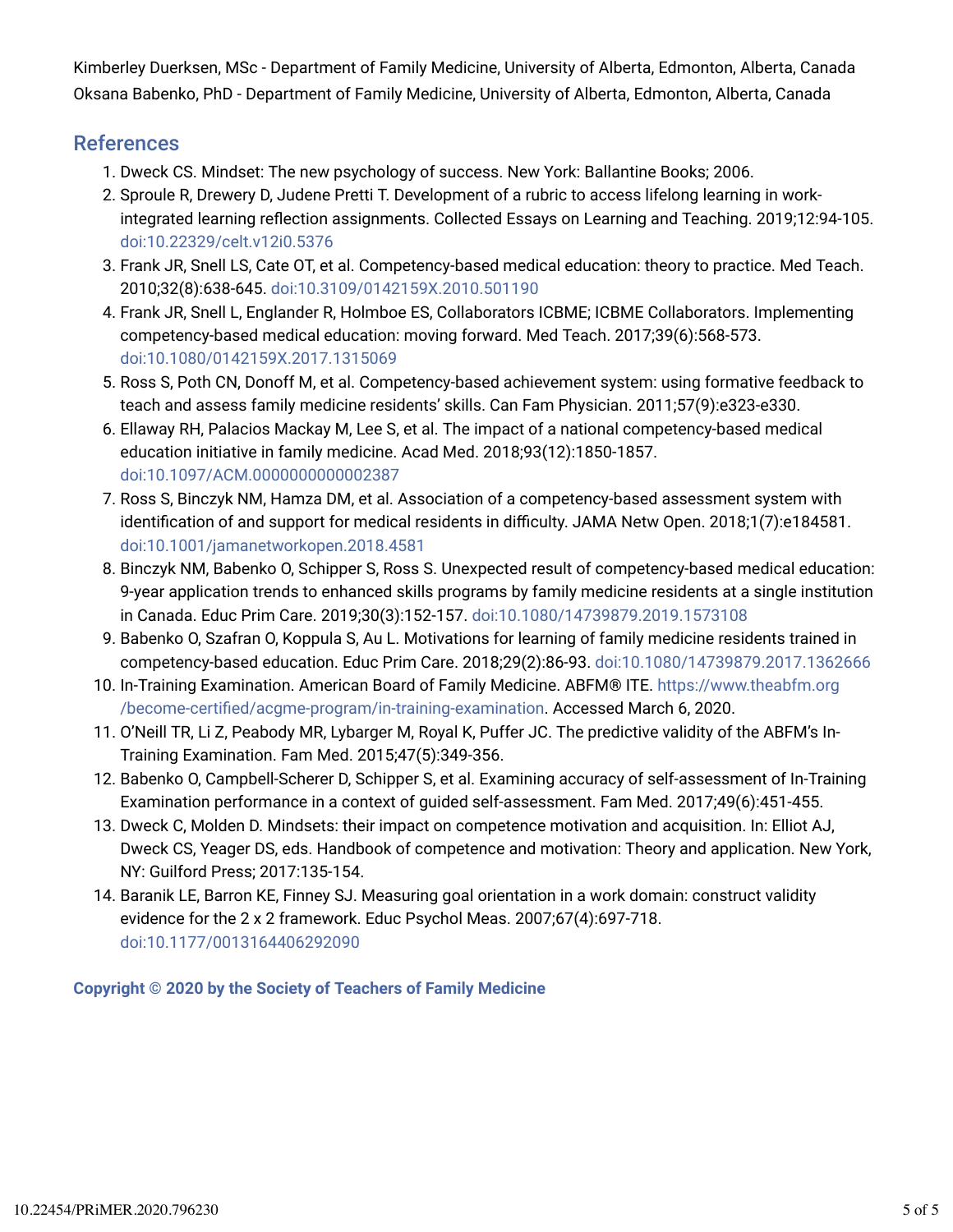Kimberley Duerksen, MSc - Department of Family Medicine, University of Alberta, Edmonton, Alberta, Canada
Oksana Babenko, PhD - Department of Family Medicine, University of Alberta, Edmonton, Alberta, Canada

## References

1. Dweck CS. Mindset: The new psychology of success. New York: Ballantine Books; 2006.
2. Sproule R, Drewery D, Judene Pretti T. Development of a rubric to access lifelong learning in work-integrated learning reflection assignments. Collected Essays on Learning and Teaching. 2019;12:94-105. doi:10.22329/celt.v12i0.5376
3. Frank JR, Snell LS, Cate OT, et al. Competency-based medical education: theory to practice. Med Teach. 2010;32(8):638-645. doi:10.3109/0142159X.2010.501190
4. Frank JR, Snell L, Englander R, Holmboe ES, Collaborators ICBME; ICBME Collaborators. Implementing competency-based medical education: moving forward. Med Teach. 2017;39(6):568-573. doi:10.1080/0142159X.2017.1315069
5. Ross S, Poth CN, Donoff M, et al. Competency-based achievement system: using formative feedback to teach and assess family medicine residents' skills. Can Fam Physician. 2011;57(9):e323-e330.
6. Ellaway RH, Palacios Mackay M, Lee S, et al. The impact of a national competency-based medical education initiative in family medicine. Acad Med. 2018;93(12):1850-1857. doi:10.1097/ACM.0000000000002387
7. Ross S, Binczyk NM, Hamza DM, et al. Association of a competency-based assessment system with identification of and support for medical residents in difficulty. JAMA Netw Open. 2018;1(7):e184581. doi:10.1001/jamanetworkopen.2018.4581
8. Binczyk NM, Babenko O, Schipper S, Ross S. Unexpected result of competency-based medical education: 9-year application trends to enhanced skills programs by family medicine residents at a single institution in Canada. Educ Prim Care. 2019;30(3):152-157. doi:10.1080/14739879.2019.1573108
9. Babenko O, Szafran O, Koppula S, Au L. Motivations for learning of family medicine residents trained in competency-based education. Educ Prim Care. 2018;29(2):86-93. doi:10.1080/14739879.2017.1362666
10. In-Training Examination. American Board of Family Medicine. ABFM® ITE. https://www.theabfm.org/become-certified/acgme-program/in-training-examination. Accessed March 6, 2020.
11. O'Neill TR, Li Z, Peabody MR, Lybarger M, Royal K, Puffer JC. The predictive validity of the ABFM's In-Training Examination. Fam Med. 2015;47(5):349-356.
12. Babenko O, Campbell-Scherer D, Schipper S, et al. Examining accuracy of self-assessment of In-Training Examination performance in a context of guided self-assessment. Fam Med. 2017;49(6):451-455.
13. Dweck C, Molden D. Mindsets: their impact on competence motivation and acquisition. In: Elliot AJ, Dweck CS, Yeager DS, eds. Handbook of competence and motivation: Theory and application. New York, NY: Guilford Press; 2017:135-154.
14. Baranik LE, Barron KE, Finney SJ. Measuring goal orientation in a work domain: construct validity evidence for the 2 x 2 framework. Educ Psychol Meas. 2007;67(4):697-718. doi:10.1177/0013164406292090

**Copyright © 2020 by the Society of Teachers of Family Medicine**